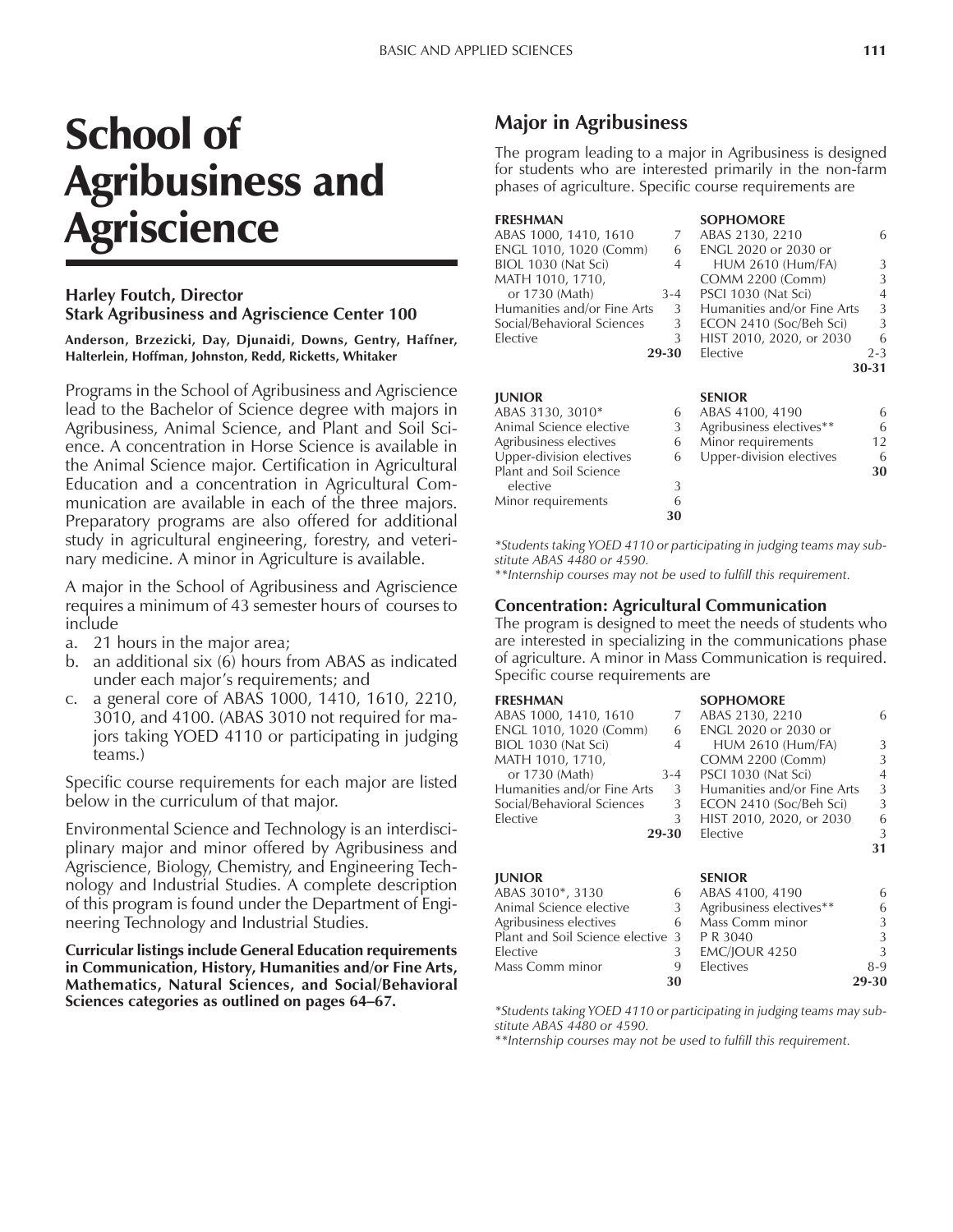# School of Agribusiness and Agriscience

### Harley Foutch, Director
### Stark Agribusiness and Agriscience Center 100

**Anderson, Brzezicki, Day, Djunaidi, Downs, Gentry, Haffner, Halterlein, Hoffman, Johnston, Redd, Ricketts, Whitaker**

Programs in the School of Agribusiness and Agriscience lead to the Bachelor of Science degree with majors in Agribusiness, Animal Science, and Plant and Soil Science. A concentration in Horse Science is available in the Animal Science major. Certification in Agricultural Education and a concentration in Agricultural Communication are available in each of the three majors. Preparatory programs are also offered for additional study in agricultural engineering, forestry, and veterinary medicine. A minor in Agriculture is available.

A major in the School of Agribusiness and Agriscience requires a minimum of 43 semester hours of courses to include

a. 21 hours in the major area;
b. an additional six (6) hours from ABAS as indicated under each major's requirements; and
c. a general core of ABAS 1000, 1410, 1610, 2210, 3010, and 4100. (ABAS 3010 not required for majors taking YOED 4110 or participating in judging teams.)

Specific course requirements for each major are listed below in the curriculum of that major.

Environmental Science and Technology is an interdisciplinary major and minor offered by Agribusiness and Agriscience, Biology, Chemistry, and Engineering Technology and Industrial Studies. A complete description of this program is found under the Department of Engineering Technology and Industrial Studies.

**Curricular listings include General Education requirements in Communication, History, Humanities and/or Fine Arts, Mathematics, Natural Sciences, and Social/Behavioral Sciences categories as outlined on pages 64–67.**

## Major in Agribusiness

The program leading to a major in Agribusiness is designed for students who are interested primarily in the non-farm phases of agriculture. Specific course requirements are

| FRESHMAN | | SOPHOMORE | |
|---|---|---|---|
| ABAS 1000, 1410, 1610 | 7 | ABAS 2130, 2210 | 6 |
| ENGL 1010, 1020 (Comm) | 6 | ENGL 2020 or 2030 or HUM 2610 (Hum/FA) | 3 |
| BIOL 1030 (Nat Sci) | 4 | COMM 2200 (Comm) | 3 |
| MATH 1010, 1710, or 1730 (Math) | 3-4 | PSCI 1030 (Nat Sci) | 4 |
| Humanities and/or Fine Arts | 3 | Humanities and/or Fine Arts | 3 |
| Social/Behavioral Sciences | 3 | ECON 2410 (Soc/Beh Sci) | 3 |
| Elective | 3 | HIST 2010, 2020, or 2030 | 6 |
| | **29-30** | Elective | 2-3 |
| | | | **30-31** |

| JUNIOR | | SENIOR | |
|---|---|---|---|
| ABAS 3130, 3010* | 6 | ABAS 4100, 4190 | 6 |
| Animal Science elective | 3 | Agribusiness electives** | 6 |
| Agribusiness electives | 6 | Minor requirements | 12 |
| Upper-division electives | 6 | Upper-division electives | 6 |
| Plant and Soil Science elective | 3 | | **30** |
| Minor requirements | 6 | | |
| | **30** | | |

*\*Students taking YOED 4110 or participating in judging teams may substitute ABAS 4480 or 4590.*
*\*\*Internship courses may not be used to fulfill this requirement.*

### Concentration: Agricultural Communication

The program is designed to meet the needs of students who are interested in specializing in the communications phase of agriculture. A minor in Mass Communication is required. Specific course requirements are

| FRESHMAN | | SOPHOMORE | |
|---|---|---|---|
| ABAS 1000, 1410, 1610 | 7 | ABAS 2130, 2210 | 6 |
| ENGL 1010, 1020 (Comm) | 6 | ENGL 2020 or 2030 or HUM 2610 (Hum/FA) | 3 |
| BIOL 1030 (Nat Sci) | 4 | COMM 2200 (Comm) | 3 |
| MATH 1010, 1710, or 1730 (Math) | 3-4 | PSCI 1030 (Nat Sci) | 4 |
| Humanities and/or Fine Arts | 3 | Humanities and/or Fine Arts | 3 |
| Social/Behavioral Sciences | 3 | ECON 2410 (Soc/Beh Sci) | 3 |
| Elective | 3 | HIST 2010, 2020, or 2030 | 6 |
| | **29-30** | Elective | 3 |
| | | | **31** |

| JUNIOR | | SENIOR | |
|---|---|---|---|
| ABAS 3010*, 3130 | 6 | ABAS 4100, 4190 | 6 |
| Animal Science elective | 3 | Agribusiness electives** | 6 |
| Agribusiness electives | 6 | Mass Comm minor | 3 |
| Plant and Soil Science elective | 3 | P R 3040 | 3 |
| Elective | 3 | EMC/JOUR 4250 | 3 |
| Mass Comm minor | 9 | Electives | 8-9 |
| | **30** | | **29-30** |

*\*Students taking YOED 4110 or participating in judging teams may substitute ABAS 4480 or 4590.*
*\*\*Internship courses may not be used to fulfill this requirement.*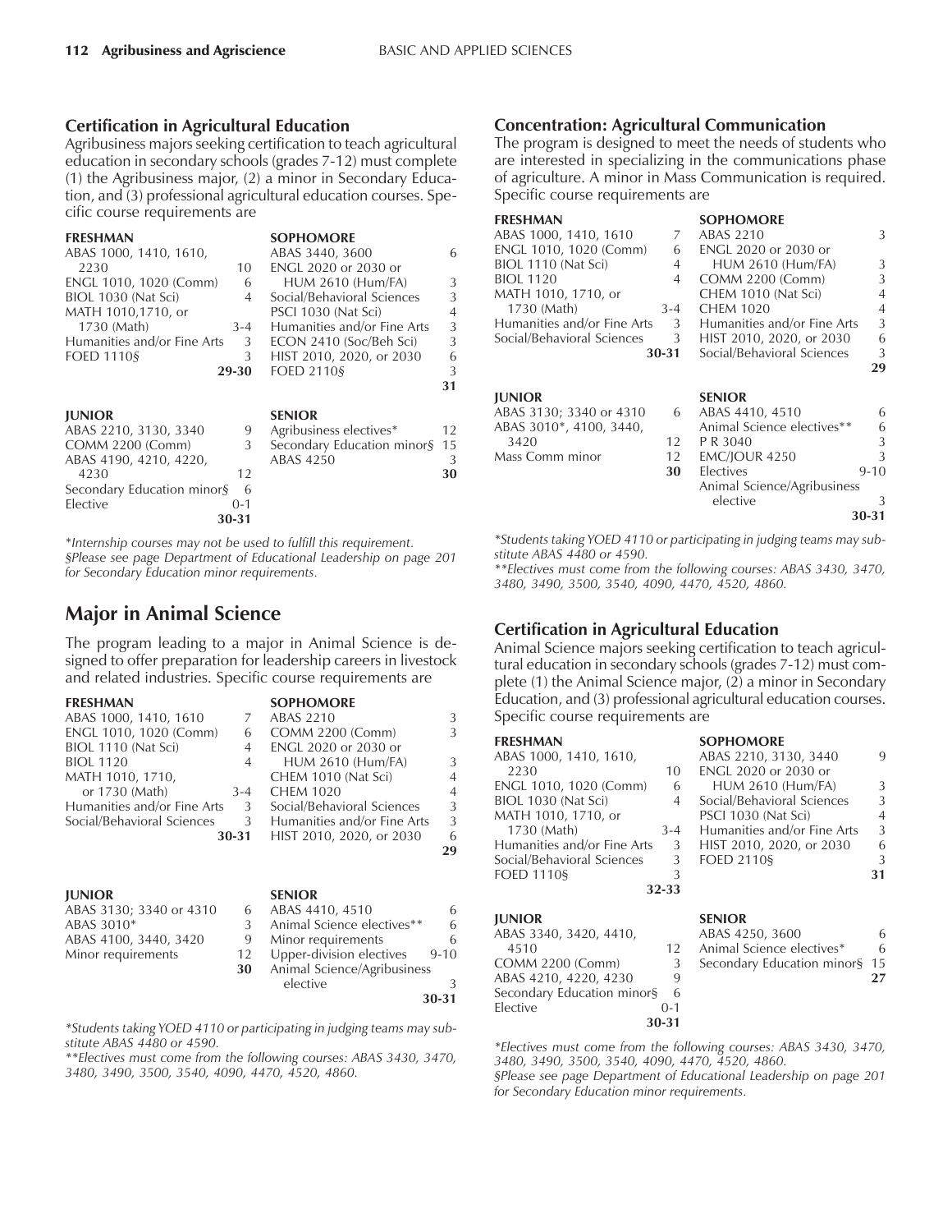### Certification in Agricultural Education

Agribusiness majors seeking certification to teach agricultural education in secondary schools (grades 7-12) must complete (1) the Agribusiness major, (2) a minor in Secondary Education, and (3) professional agricultural education courses. Specific course requirements are

| FRESHMAN | | SOPHOMORE | |
|---|---|---|---|
| ABAS 1000, 1410, 1610, 2230 | 10 | ABAS 3440, 3600 | 6 |
| ENGL 1010, 1020 (Comm) | 6 | ENGL 2020 or 2030 or HUM 2610 (Hum/FA) | 3 |
| BIOL 1030 (Nat Sci) | 4 | Social/Behavioral Sciences | 3 |
| MATH 1010,1710, or 1730 (Math) | 3-4 | PSCI 1030 (Nat Sci) | 4 |
| Humanities and/or Fine Arts | 3 | Humanities and/or Fine Arts | 3 |
| FOED 1110§ | 3 | ECON 2410 (Soc/Beh Sci) | 3 |
| | **29-30** | HIST 2010, 2020, or 2030 | 6 |
| | | FOED 2110§ | 3 |
| | | | **31** |

| JUNIOR | | SENIOR | |
|---|---|---|---|
| ABAS 2210, 3130, 3340 | 9 | Agribusiness electives* | 12 |
| COMM 2200 (Comm) | 3 | Secondary Education minor§ | 15 |
| ABAS 4190, 4210, 4220, 4230 | 12 | ABAS 4250 | 3 |
| Secondary Education minor§ | 6 | | **30** |
| Elective | 0-1 | | |
| | **30-31** | | |

*Internship courses may not be used to fulfill this requirement.*
*§Please see page Department of Educational Leadership on page 201 for Secondary Education minor requirements.*

## Major in Animal Science

The program leading to a major in Animal Science is designed to offer preparation for leadership careers in livestock and related industries. Specific course requirements are

| FRESHMAN | | SOPHOMORE | |
|---|---|---|---|
| ABAS 1000, 1410, 1610 | 7 | ABAS 2210 | 3 |
| ENGL 1010, 1020 (Comm) | 6 | COMM 2200 (Comm) | 3 |
| BIOL 1110 (Nat Sci) | 4 | ENGL 2020 or 2030 or HUM 2610 (Hum/FA) | 3 |
| BIOL 1120 | 4 | CHEM 1010 (Nat Sci) | 4 |
| MATH 1010, 1710, or 1730 (Math) | 3-4 | CHEM 1020 | 4 |
| Humanities and/or Fine Arts | 3 | Social/Behavioral Sciences | 3 |
| Social/Behavioral Sciences | 3 | Humanities and/or Fine Arts | 3 |
| | **30-31** | HIST 2010, 2020, or 2030 | 6 |
| | | | **29** |

| JUNIOR | | SENIOR | |
|---|---|---|---|
| ABAS 3130; 3340 or 4310 | 6 | ABAS 4410, 4510 | 6 |
| ABAS 3010* | 3 | Animal Science electives** | 6 |
| ABAS 4100, 3440, 3420 | 9 | Minor requirements | 6 |
| Minor requirements | 12 | Upper-division electives | 9-10 |
| | **30** | Animal Science/Agribusiness elective | 3 |
| | | | **30-31** |

*\*Students taking YOED 4110 or participating in judging teams may substitute ABAS 4480 or 4590.*
*\*\*Electives must come from the following courses: ABAS 3430, 3470, 3480, 3490, 3500, 3540, 4090, 4470, 4520, 4860.*

### Concentration: Agricultural Communication

The program is designed to meet the needs of students who are interested in specializing in the communications phase of agriculture. A minor in Mass Communication is required. Specific course requirements are

| FRESHMAN | | SOPHOMORE | |
|---|---|---|---|
| ABAS 1000, 1410, 1610 | 7 | ABAS 2210 | 3 |
| ENGL 1010, 1020 (Comm) | 6 | ENGL 2020 or 2030 or HUM 2610 (Hum/FA) | 3 |
| BIOL 1110 (Nat Sci) | 4 | COMM 2200 (Comm) | 3 |
| BIOL 1120 | 4 | CHEM 1010 (Nat Sci) | 4 |
| MATH 1010, 1710, or 1730 (Math) | 3-4 | CHEM 1020 | 4 |
| Humanities and/or Fine Arts | 3 | Humanities and/or Fine Arts | 3 |
| Social/Behavioral Sciences | 3 | HIST 2010, 2020, or 2030 | 6 |
| | **30-31** | Social/Behavioral Sciences | 3 |
| | | | **29** |

| JUNIOR | | SENIOR | |
|---|---|---|---|
| ABAS 3130; 3340 or 4310 | 6 | ABAS 4410, 4510 | 6 |
| ABAS 3010*, 4100, 3440, 3420 | 12 | Animal Science electives** | 6 |
| Mass Comm minor | 12 | P R 3040 | 3 |
| | **30** | EMC/JOUR 4250 | 3 |
| | | Electives | 9-10 |
| | | Animal Science/Agribusiness elective | 3 |
| | | | **30-31** |

*\*Students taking YOED 4110 or participating in judging teams may substitute ABAS 4480 or 4590.*
*\*\*Electives must come from the following courses: ABAS 3430, 3470, 3480, 3490, 3500, 3540, 4090, 4470, 4520, 4860.*

### Certification in Agricultural Education

Animal Science majors seeking certification to teach agricultural education in secondary schools (grades 7-12) must complete (1) the Animal Science major, (2) a minor in Secondary Education, and (3) professional agricultural education courses. Specific course requirements are

| FRESHMAN | | SOPHOMORE | |
|---|---|---|---|
| ABAS 1000, 1410, 1610, 2230 | 10 | ABAS 2210, 3130, 3440 | 9 |
| ENGL 1010, 1020 (Comm) | 6 | ENGL 2020 or 2030 or HUM 2610 (Hum/FA) | 3 |
| BIOL 1030 (Nat Sci) | 4 | Social/Behavioral Sciences | 3 |
| MATH 1010, 1710, or 1730 (Math) | 3-4 | PSCI 1030 (Nat Sci) | 4 |
| Humanities and/or Fine Arts | 3 | Humanities and/or Fine Arts | 3 |
| Social/Behavioral Sciences | 3 | HIST 2010, 2020, or 2030 | 6 |
| FOED 1110§ | 3 | FOED 2110§ | 3 |
| | **32-33** | | **31** |

| JUNIOR | | SENIOR | |
|---|---|---|---|
| ABAS 3340, 3420, 4410, 4510 | 12 | ABAS 4250, 3600 | 6 |
| COMM 2200 (Comm) | 3 | Animal Science electives* | 6 |
| ABAS 4210, 4220, 4230 | 9 | Secondary Education minor§ | 15 |
| Secondary Education minor§ | 6 | | **27** |
| Elective | 0-1 | | |
| | **30-31** | | |

*\*Electives must come from the following courses: ABAS 3430, 3470, 3480, 3490, 3500, 3540, 4090, 4470, 4520, 4860.*
*§Please see page Department of Educational Leadership on page 201 for Secondary Education minor requirements.*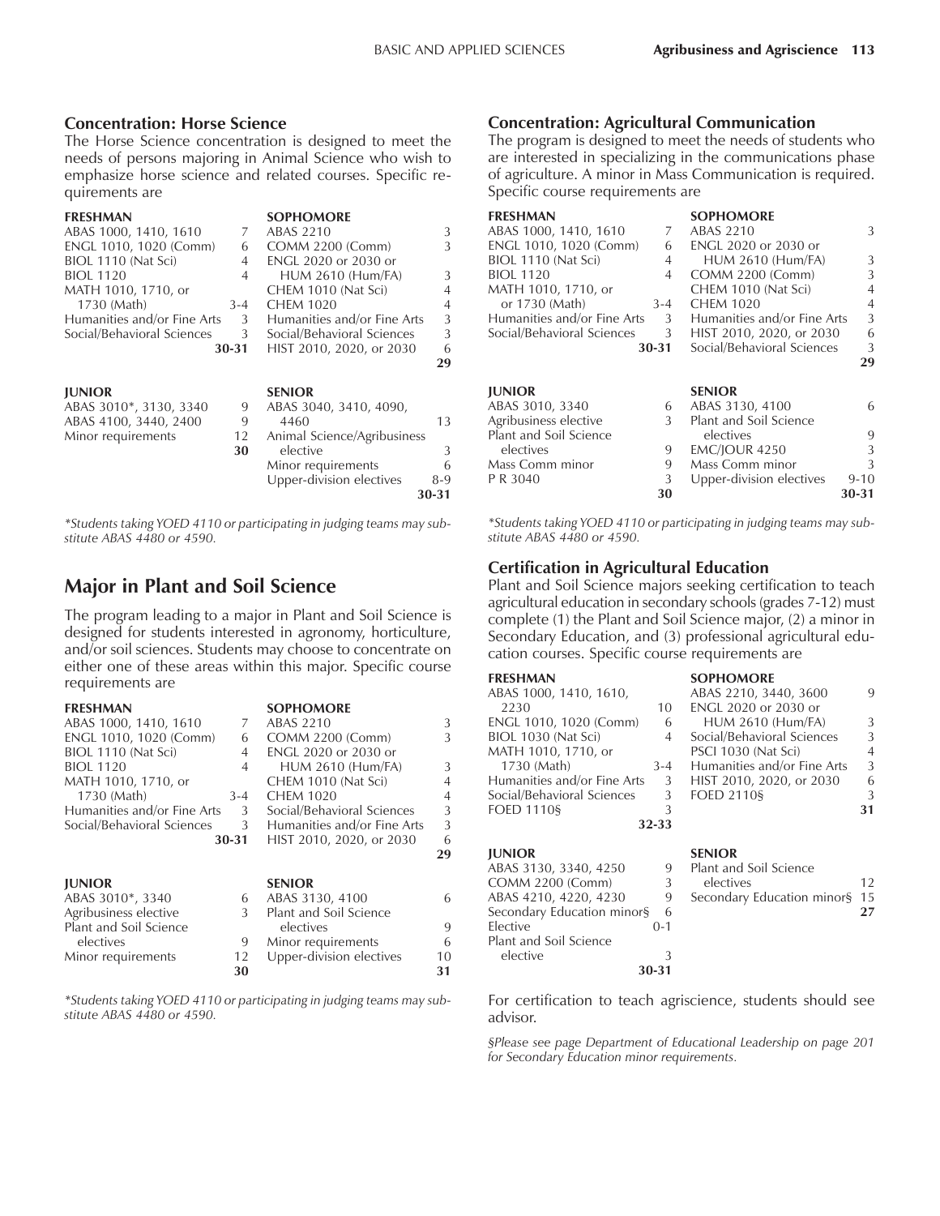### Concentration: Horse Science

The Horse Science concentration is designed to meet the needs of persons majoring in Animal Science who wish to emphasize horse science and related courses. Specific requirements are

| FRESHMAN | | SOPHOMORE | |
|---|---|---|---|
| ABAS 1000, 1410, 1610 | 7 | ABAS 2210 | 3 |
| ENGL 1010, 1020 (Comm) | 6 | COMM 2200 (Comm) | 3 |
| BIOL 1110 (Nat Sci) | 4 | ENGL 2020 or 2030 or HUM 2610 (Hum/FA) | 3 |
| BIOL 1120 | 4 | CHEM 1010 (Nat Sci) | 4 |
| MATH 1010, 1710, or 1730 (Math) | 3-4 | CHEM 1020 | 4 |
| Humanities and/or Fine Arts | 3 | Humanities and/or Fine Arts | 3 |
| Social/Behavioral Sciences | 3 | Social/Behavioral Sciences | 3 |
| | **30-31** | HIST 2010, 2020, or 2030 | 6 |
| | | | **29** |

| JUNIOR | | SENIOR | |
|---|---|---|---|
| ABAS 3010*, 3130, 3340 | 9 | ABAS 3040, 3410, 4090, 4460 | 13 |
| ABAS 4100, 3440, 2400 | 9 | Animal Science/Agribusiness elective | 3 |
| Minor requirements | 12 | Minor requirements | 6 |
| | **30** | Upper-division electives | 8-9 |
| | | | **30-31** |

*\*Students taking YOED 4110 or participating in judging teams may substitute ABAS 4480 or 4590.*

## Major in Plant and Soil Science

The program leading to a major in Plant and Soil Science is designed for students interested in agronomy, horticulture, and/or soil sciences. Students may choose to concentrate on either one of these areas within this major. Specific course requirements are

| FRESHMAN | | SOPHOMORE | |
|---|---|---|---|
| ABAS 1000, 1410, 1610 | 7 | ABAS 2210 | 3 |
| ENGL 1010, 1020 (Comm) | 6 | COMM 2200 (Comm) | 3 |
| BIOL 1110 (Nat Sci) | 4 | ENGL 2020 or 2030 or HUM 2610 (Hum/FA) | 3 |
| BIOL 1120 | 4 | CHEM 1010 (Nat Sci) | 4 |
| MATH 1010, 1710, or 1730 (Math) | 3-4 | CHEM 1020 | 4 |
| Humanities and/or Fine Arts | 3 | Social/Behavioral Sciences | 3 |
| Social/Behavioral Sciences | 3 | Humanities and/or Fine Arts | 3 |
| | **30-31** | HIST 2010, 2020, or 2030 | 6 |
| | | | **29** |

| JUNIOR | | SENIOR | |
|---|---|---|---|
| ABAS 3010*, 3340 | 6 | ABAS 3130, 4100 | 6 |
| Agribusiness elective | 3 | Plant and Soil Science electives | 9 |
| Plant and Soil Science electives | 9 | Minor requirements | 6 |
| Minor requirements | 12 | Upper-division electives | 10 |
| | **30** | | **31** |

*\*Students taking YOED 4110 or participating in judging teams may substitute ABAS 4480 or 4590.*

### Concentration: Agricultural Communication

The program is designed to meet the needs of students who are interested in specializing in the communications phase of agriculture. A minor in Mass Communication is required. Specific course requirements are

| FRESHMAN | | SOPHOMORE | |
|---|---|---|---|
| ABAS 1000, 1410, 1610 | 7 | ABAS 2210 | 3 |
| ENGL 1010, 1020 (Comm) | 6 | ENGL 2020 or 2030 or HUM 2610 (Hum/FA) | 3 |
| BIOL 1110 (Nat Sci) | 4 | COMM 2200 (Comm) | 3 |
| BIOL 1120 | 4 | CHEM 1010 (Nat Sci) | 4 |
| MATH 1010, 1710, or 1730 (Math) | 3-4 | CHEM 1020 | 4 |
| Humanities and/or Fine Arts | 3 | Humanities and/or Fine Arts | 3 |
| Social/Behavioral Sciences | 3 | HIST 2010, 2020, or 2030 | 6 |
| | **30-31** | Social/Behavioral Sciences | 3 |
| | | | **29** |

| JUNIOR | | SENIOR | |
|---|---|---|---|
| ABAS 3010, 3340 | 6 | ABAS 3130, 4100 | 6 |
| Agribusiness elective | 3 | Plant and Soil Science electives | 9 |
| Plant and Soil Science electives | 9 | EMC/JOUR 4250 | 3 |
| Mass Comm minor | 9 | Mass Comm minor | 3 |
| P R 3040 | 3 | Upper-division electives | 9-10 |
| | **30** | | **30-31** |

*\*Students taking YOED 4110 or participating in judging teams may substitute ABAS 4480 or 4590.*

### Certification in Agricultural Education

Plant and Soil Science majors seeking certification to teach agricultural education in secondary schools (grades 7-12) must complete (1) the Plant and Soil Science major, (2) a minor in Secondary Education, and (3) professional agricultural education courses. Specific course requirements are

| FRESHMAN | | SOPHOMORE | |
|---|---|---|---|
| ABAS 1000, 1410, 1610, 2230 | 10 | ABAS 2210, 3440, 3600 | 9 |
| ENGL 1010, 1020 (Comm) | 6 | ENGL 2020 or 2030 or HUM 2610 (Hum/FA) | 3 |
| BIOL 1030 (Nat Sci) | 4 | Social/Behavioral Sciences | 3 |
| MATH 1010, 1710, or 1730 (Math) | 3-4 | PSCI 1030 (Nat Sci) | 4 |
| Humanities and/or Fine Arts | 3 | Humanities and/or Fine Arts | 3 |
| Social/Behavioral Sciences | 3 | HIST 2010, 2020, or 2030 | 6 |
| FOED 1110§ | 3 | FOED 2110§ | 3 |
| | **32-33** | | **31** |

| JUNIOR | | SENIOR | |
|---|---|---|---|
| ABAS 3130, 3340, 4250 | 9 | Plant and Soil Science electives | 12 |
| COMM 2200 (Comm) | 3 | Secondary Education minor§ | 15 |
| ABAS 4210, 4220, 4230 | 9 | | **27** |
| Secondary Education minor§ | 6 | | |
| Elective | 0-1 | | |
| Plant and Soil Science elective | 3 | | |
| | **30-31** | | |

For certification to teach agriscience, students should see advisor.

*§Please see page Department of Educational Leadership on page 201 for Secondary Education minor requirements.*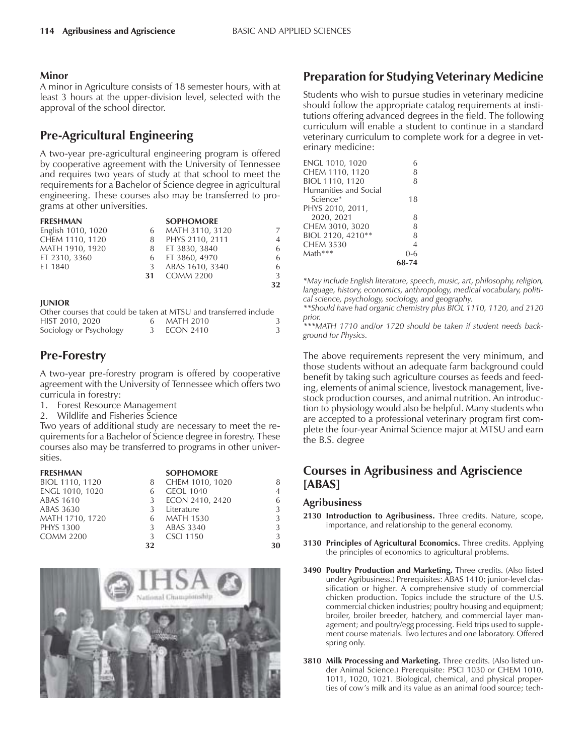### Minor

A minor in Agriculture consists of 18 semester hours, with at least 3 hours at the upper-division level, selected with the approval of the school director.

## Pre-Agricultural Engineering

A two-year pre-agricultural engineering program is offered by cooperative agreement with the University of Tennessee and requires two years of study at that school to meet the requirements for a Bachelor of Science degree in agricultural engineering. These courses also may be transferred to programs at other universities.

| FRESHMAN | | SOPHOMORE | |
|---|---|---|---|
| English 1010, 1020 | 6 | MATH 3110, 3120 | 7 |
| CHEM 1110, 1120 | 8 | PHYS 2110, 2111 | 4 |
| MATH 1910, 1920 | 8 | ET 3830, 3840 | 6 |
| ET 2310, 3360 | 6 | ET 3860, 4970 | 6 |
| ET 1840 | 3 | ABAS 1610, 3340 | 6 |
| | **31** | COMM 2200 | 3 |
| | | | **32** |

**JUNIOR**

Other courses that could be taken at MTSU and transferred include

| | | | |
|---|---|---|---|
| HIST 2010, 2020 | 6 | MATH 2010 | 3 |
| Sociology or Psychology | 3 | ECON 2410 | 3 |

## Pre-Forestry

A two-year pre-forestry program is offered by cooperative agreement with the University of Tennessee which offers two curricula in forestry:

1. Forest Resource Management
2. Wildlife and Fisheries Science

Two years of additional study are necessary to meet the requirements for a Bachelor of Science degree in forestry. These courses also may be transferred to programs in other universities.

| FRESHMAN | | SOPHOMORE | |
|---|---|---|---|
| BIOL 1110, 1120 | 8 | CHEM 1010, 1020 | 8 |
| ENGL 1010, 1020 | 6 | GEOL 1040 | 4 |
| ABAS 1610 | 3 | ECON 2410, 2420 | 6 |
| ABAS 3630 | 3 | Literature | 3 |
| MATH 1710, 1720 | 6 | MATH 1530 | 3 |
| PHYS 1300 | 3 | ABAS 3340 | 3 |
| COMM 2200 | 3 | CSCI 1150 | 3 |
| | **32** | | **30** |

## Preparation for Studying Veterinary Medicine

Students who wish to pursue studies in veterinary medicine should follow the appropriate catalog requirements at institutions offering advanced degrees in the field. The following curriculum will enable a student to continue in a standard veterinary curriculum to complete work for a degree in veterinary medicine:

| | |
|---|---|
| ENGL 1010, 1020 | 6 |
| CHEM 1110, 1120 | 8 |
| BIOL 1110, 1120 | 8 |
| Humanities and Social Science* | 18 |
| PHYS 2010, 2011, 2020, 2021 | 8 |
| CHEM 3010, 3020 | 8 |
| BIOL 2120, 4210** | 8 |
| CHEM 3530 | 4 |
| Math*** | 0-6 |
| | **68-74** |

*\*May include English literature, speech, music, art, philosophy, religion, language, history, economics, anthropology, medical vocabulary, political science, psychology, sociology, and geography.*

*\*\*Should have had organic chemistry plus BIOL 1110, 1120, and 2120 prior.*

*\*\*\*MATH 1710 and/or 1720 should be taken if student needs background for Physics.*

The above requirements represent the very minimum, and those students without an adequate farm background could benefit by taking such agriculture courses as feeds and feeding, elements of animal science, livestock management, livestock production courses, and animal nutrition. An introduction to physiology would also be helpful. Many students who are accepted to a professional veterinary program first complete the four-year Animal Science major at MTSU and earn the B.S. degree

## Courses in Agribusiness and Agriscience [ABAS]

### Agribusiness

**2130 Introduction to Agribusiness.** Three credits. Nature, scope, importance, and relationship to the general economy.

**3130 Principles of Agricultural Economics.** Three credits. Applying the principles of economics to agricultural problems.

**3490 Poultry Production and Marketing.** Three credits. (Also listed under Agribusiness.) Prerequisites: ABAS 1410; junior-level classification or higher. A comprehensive study of commercial chicken production. Topics include the structure of the U.S. commercial chicken industries; poultry housing and equipment; broiler, broiler breeder, hatchery, and commercial layer management; and poultry/egg processing. Field trips used to supplement course materials. Two lectures and one laboratory. Offered spring only.

**3810 Milk Processing and Marketing.** Three credits. (Also listed under Animal Science.) Prerequisite: PSCI 1030 or CHEM 1010, 1011, 1020, 1021. Biological, chemical, and physical properties of cow's milk and its value as an animal food source; tech-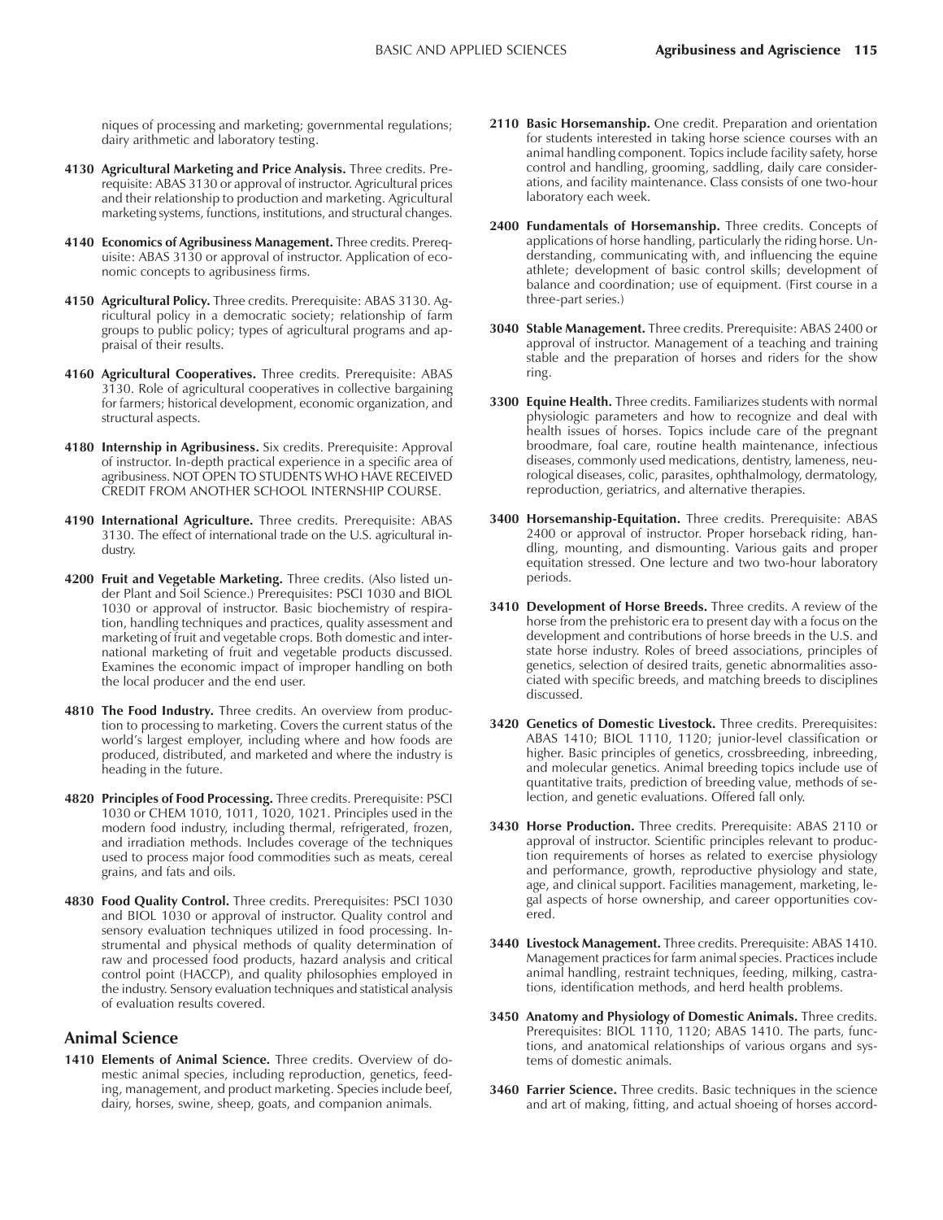niques of processing and marketing; governmental regulations; dairy arithmetic and laboratory testing.

**4130 Agricultural Marketing and Price Analysis.** Three credits. Prerequisite: ABAS 3130 or approval of instructor. Agricultural prices and their relationship to production and marketing. Agricultural marketing systems, functions, institutions, and structural changes.

**4140 Economics of Agribusiness Management.** Three credits. Prerequisite: ABAS 3130 or approval of instructor. Application of economic concepts to agribusiness firms.

**4150 Agricultural Policy.** Three credits. Prerequisite: ABAS 3130. Agricultural policy in a democratic society; relationship of farm groups to public policy; types of agricultural programs and appraisal of their results.

**4160 Agricultural Cooperatives.** Three credits. Prerequisite: ABAS 3130. Role of agricultural cooperatives in collective bargaining for farmers; historical development, economic organization, and structural aspects.

**4180 Internship in Agribusiness.** Six credits. Prerequisite: Approval of instructor. In-depth practical experience in a specific area of agribusiness. NOT OPEN TO STUDENTS WHO HAVE RECEIVED CREDIT FROM ANOTHER SCHOOL INTERNSHIP COURSE.

**4190 International Agriculture.** Three credits. Prerequisite: ABAS 3130. The effect of international trade on the U.S. agricultural industry.

**4200 Fruit and Vegetable Marketing.** Three credits. (Also listed under Plant and Soil Science.) Prerequisites: PSCI 1030 and BIOL 1030 or approval of instructor. Basic biochemistry of respiration, handling techniques and practices, quality assessment and marketing of fruit and vegetable crops. Both domestic and international marketing of fruit and vegetable products discussed. Examines the economic impact of improper handling on both the local producer and the end user.

**4810 The Food Industry.** Three credits. An overview from production to processing to marketing. Covers the current status of the world's largest employer, including where and how foods are produced, distributed, and marketed and where the industry is heading in the future.

**4820 Principles of Food Processing.** Three credits. Prerequisite: PSCI 1030 or CHEM 1010, 1011, 1020, 1021. Principles used in the modern food industry, including thermal, refrigerated, frozen, and irradiation methods. Includes coverage of the techniques used to process major food commodities such as meats, cereal grains, and fats and oils.

**4830 Food Quality Control.** Three credits. Prerequisites: PSCI 1030 and BIOL 1030 or approval of instructor. Quality control and sensory evaluation techniques utilized in food processing. Instrumental and physical methods of quality determination of raw and processed food products, hazard analysis and critical control point (HACCP), and quality philosophies employed in the industry. Sensory evaluation techniques and statistical analysis of evaluation results covered.

## Animal Science

**1410 Elements of Animal Science.** Three credits. Overview of domestic animal species, including reproduction, genetics, feeding, management, and product marketing. Species include beef, dairy, horses, swine, sheep, goats, and companion animals.

**2110 Basic Horsemanship.** One credit. Preparation and orientation for students interested in taking horse science courses with an animal handling component. Topics include facility safety, horse control and handling, grooming, saddling, daily care considerations, and facility maintenance. Class consists of one two-hour laboratory each week.

**2400 Fundamentals of Horsemanship.** Three credits. Concepts of applications of horse handling, particularly the riding horse. Understanding, communicating with, and influencing the equine athlete; development of basic control skills; development of balance and coordination; use of equipment. (First course in a three-part series.)

**3040 Stable Management.** Three credits. Prerequisite: ABAS 2400 or approval of instructor. Management of a teaching and training stable and the preparation of horses and riders for the show ring.

**3300 Equine Health.** Three credits. Familiarizes students with normal physiologic parameters and how to recognize and deal with health issues of horses. Topics include care of the pregnant broodmare, foal care, routine health maintenance, infectious diseases, commonly used medications, dentistry, lameness, neurological diseases, colic, parasites, ophthalmology, dermatology, reproduction, geriatrics, and alternative therapies.

**3400 Horsemanship-Equitation.** Three credits. Prerequisite: ABAS 2400 or approval of instructor. Proper horseback riding, handling, mounting, and dismounting. Various gaits and proper equitation stressed. One lecture and two two-hour laboratory periods.

**3410 Development of Horse Breeds.** Three credits. A review of the horse from the prehistoric era to present day with a focus on the development and contributions of horse breeds in the U.S. and state horse industry. Roles of breed associations, principles of genetics, selection of desired traits, genetic abnormalities associated with specific breeds, and matching breeds to disciplines discussed.

**3420 Genetics of Domestic Livestock.** Three credits. Prerequisites: ABAS 1410; BIOL 1110, 1120; junior-level classification or higher. Basic principles of genetics, crossbreeding, inbreeding, and molecular genetics. Animal breeding topics include use of quantitative traits, prediction of breeding value, methods of selection, and genetic evaluations. Offered fall only.

**3430 Horse Production.** Three credits. Prerequisite: ABAS 2110 or approval of instructor. Scientific principles relevant to production requirements of horses as related to exercise physiology and performance, growth, reproductive physiology and state, age, and clinical support. Facilities management, marketing, legal aspects of horse ownership, and career opportunities covered.

**3440 Livestock Management.** Three credits. Prerequisite: ABAS 1410. Management practices for farm animal species. Practices include animal handling, restraint techniques, feeding, milking, castrations, identification methods, and herd health problems.

**3450 Anatomy and Physiology of Domestic Animals.** Three credits. Prerequisites: BIOL 1110, 1120; ABAS 1410. The parts, functions, and anatomical relationships of various organs and systems of domestic animals.

**3460 Farrier Science.** Three credits. Basic techniques in the science and art of making, fitting, and actual shoeing of horses accord-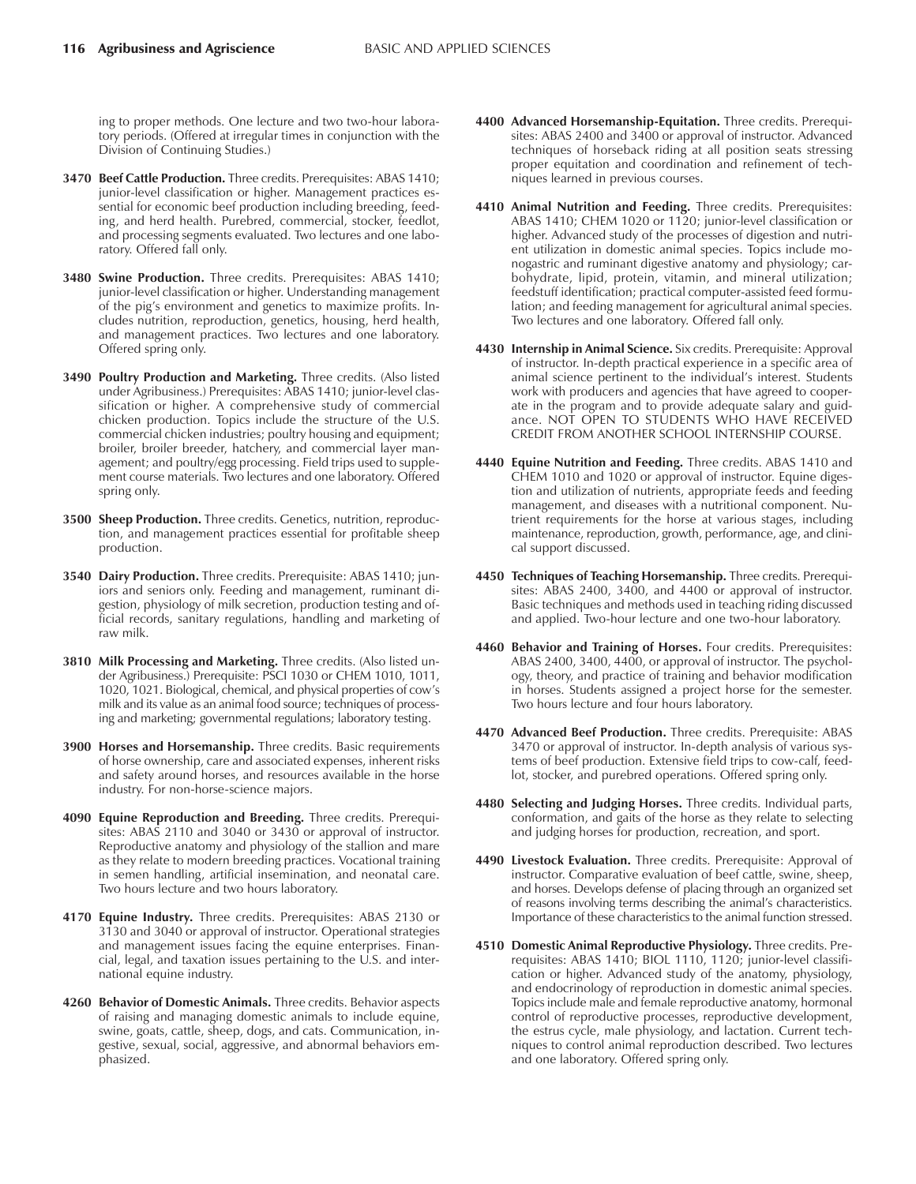ing to proper methods. One lecture and two two-hour laboratory periods. (Offered at irregular times in conjunction with the Division of Continuing Studies.)

**3470 Beef Cattle Production.** Three credits. Prerequisites: ABAS 1410; junior-level classification or higher. Management practices essential for economic beef production including breeding, feeding, and herd health. Purebred, commercial, stocker, feedlot, and processing segments evaluated. Two lectures and one laboratory. Offered fall only.

**3480 Swine Production.** Three credits. Prerequisites: ABAS 1410; junior-level classification or higher. Understanding management of the pig's environment and genetics to maximize profits. Includes nutrition, reproduction, genetics, housing, herd health, and management practices. Two lectures and one laboratory. Offered spring only.

**3490 Poultry Production and Marketing.** Three credits. (Also listed under Agribusiness.) Prerequisites: ABAS 1410; junior-level classification or higher. A comprehensive study of commercial chicken production. Topics include the structure of the U.S. commercial chicken industries; poultry housing and equipment; broiler, broiler breeder, hatchery, and commercial layer management; and poultry/egg processing. Field trips used to supplement course materials. Two lectures and one laboratory. Offered spring only.

**3500 Sheep Production.** Three credits. Genetics, nutrition, reproduction, and management practices essential for profitable sheep production.

**3540 Dairy Production.** Three credits. Prerequisite: ABAS 1410; juniors and seniors only. Feeding and management, ruminant digestion, physiology of milk secretion, production testing and official records, sanitary regulations, handling and marketing of raw milk.

**3810 Milk Processing and Marketing.** Three credits. (Also listed under Agribusiness.) Prerequisite: PSCI 1030 or CHEM 1010, 1011, 1020, 1021. Biological, chemical, and physical properties of cow's milk and its value as an animal food source; techniques of processing and marketing; governmental regulations; laboratory testing.

**3900 Horses and Horsemanship.** Three credits. Basic requirements of horse ownership, care and associated expenses, inherent risks and safety around horses, and resources available in the horse industry. For non-horse-science majors.

**4090 Equine Reproduction and Breeding.** Three credits. Prerequisites: ABAS 2110 and 3040 or 3430 or approval of instructor. Reproductive anatomy and physiology of the stallion and mare as they relate to modern breeding practices. Vocational training in semen handling, artificial insemination, and neonatal care. Two hours lecture and two hours laboratory.

**4170 Equine Industry.** Three credits. Prerequisites: ABAS 2130 or 3130 and 3040 or approval of instructor. Operational strategies and management issues facing the equine enterprises. Financial, legal, and taxation issues pertaining to the U.S. and international equine industry.

**4260 Behavior of Domestic Animals.** Three credits. Behavior aspects of raising and managing domestic animals to include equine, swine, goats, cattle, sheep, dogs, and cats. Communication, ingestive, sexual, social, aggressive, and abnormal behaviors emphasized.

**4400 Advanced Horsemanship-Equitation.** Three credits. Prerequisites: ABAS 2400 and 3400 or approval of instructor. Advanced techniques of horseback riding at all position seats stressing proper equitation and coordination and refinement of techniques learned in previous courses.

**4410 Animal Nutrition and Feeding.** Three credits. Prerequisites: ABAS 1410; CHEM 1020 or 1120; junior-level classification or higher. Advanced study of the processes of digestion and nutrient utilization in domestic animal species. Topics include monogastric and ruminant digestive anatomy and physiology; carbohydrate, lipid, protein, vitamin, and mineral utilization; feedstuff identification; practical computer-assisted feed formulation; and feeding management for agricultural animal species. Two lectures and one laboratory. Offered fall only.

**4430 Internship in Animal Science.** Six credits. Prerequisite: Approval of instructor. In-depth practical experience in a specific area of animal science pertinent to the individual's interest. Students work with producers and agencies that have agreed to cooperate in the program and to provide adequate salary and guidance. NOT OPEN TO STUDENTS WHO HAVE RECEIVED CREDIT FROM ANOTHER SCHOOL INTERNSHIP COURSE.

**4440 Equine Nutrition and Feeding.** Three credits. ABAS 1410 and CHEM 1010 and 1020 or approval of instructor. Equine digestion and utilization of nutrients, appropriate feeds and feeding management, and diseases with a nutritional component. Nutrient requirements for the horse at various stages, including maintenance, reproduction, growth, performance, age, and clinical support discussed.

**4450 Techniques of Teaching Horsemanship.** Three credits. Prerequisites: ABAS 2400, 3400, and 4400 or approval of instructor. Basic techniques and methods used in teaching riding discussed and applied. Two-hour lecture and one two-hour laboratory.

**4460 Behavior and Training of Horses.** Four credits. Prerequisites: ABAS 2400, 3400, 4400, or approval of instructor. The psychology, theory, and practice of training and behavior modification in horses. Students assigned a project horse for the semester. Two hours lecture and four hours laboratory.

**4470 Advanced Beef Production.** Three credits. Prerequisite: ABAS 3470 or approval of instructor. In-depth analysis of various systems of beef production. Extensive field trips to cow-calf, feedlot, stocker, and purebred operations. Offered spring only.

**4480 Selecting and Judging Horses.** Three credits. Individual parts, conformation, and gaits of the horse as they relate to selecting and judging horses for production, recreation, and sport.

**4490 Livestock Evaluation.** Three credits. Prerequisite: Approval of instructor. Comparative evaluation of beef cattle, swine, sheep, and horses. Develops defense of placing through an organized set of reasons involving terms describing the animal's characteristics. Importance of these characteristics to the animal function stressed.

**4510 Domestic Animal Reproductive Physiology.** Three credits. Prerequisites: ABAS 1410; BIOL 1110, 1120; junior-level classification or higher. Advanced study of the anatomy, physiology, and endocrinology of reproduction in domestic animal species. Topics include male and female reproductive anatomy, hormonal control of reproductive processes, reproductive development, the estrus cycle, male physiology, and lactation. Current techniques to control animal reproduction described. Two lectures and one laboratory. Offered spring only.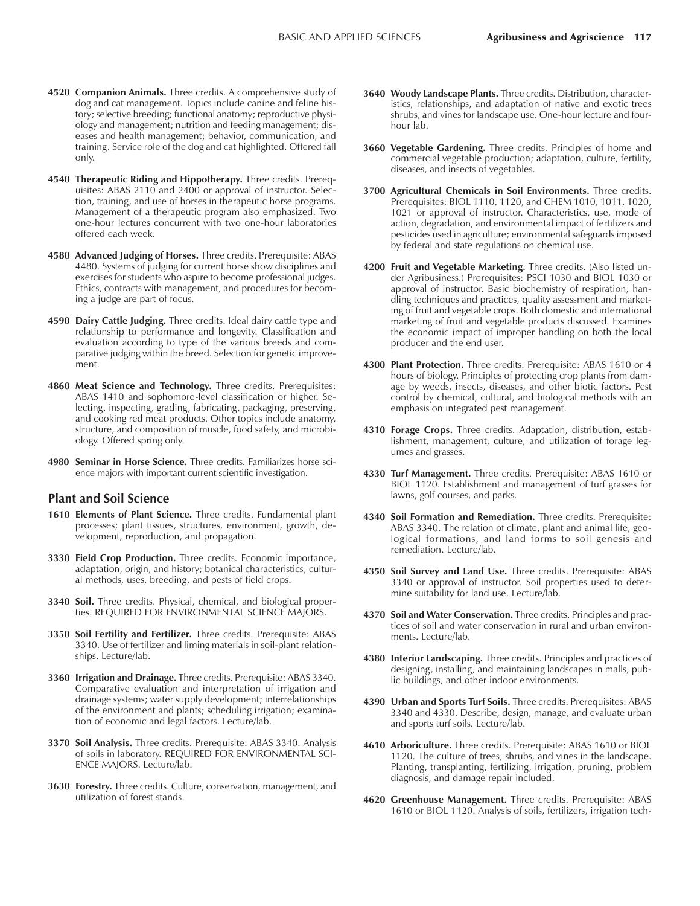**4520 Companion Animals.** Three credits. A comprehensive study of dog and cat management. Topics include canine and feline history; selective breeding; functional anatomy; reproductive physiology and management; nutrition and feeding management; diseases and health management; behavior, communication, and training. Service role of the dog and cat highlighted. Offered fall only.

**4540 Therapeutic Riding and Hippotherapy.** Three credits. Prerequisites: ABAS 2110 and 2400 or approval of instructor. Selection, training, and use of horses in therapeutic horse programs. Management of a therapeutic program also emphasized. Two one-hour lectures concurrent with two one-hour laboratories offered each week.

**4580 Advanced Judging of Horses.** Three credits. Prerequisite: ABAS 4480. Systems of judging for current horse show disciplines and exercises for students who aspire to become professional judges. Ethics, contracts with management, and procedures for becoming a judge are part of focus.

**4590 Dairy Cattle Judging.** Three credits. Ideal dairy cattle type and relationship to performance and longevity. Classification and evaluation according to type of the various breeds and comparative judging within the breed. Selection for genetic improvement.

**4860 Meat Science and Technology.** Three credits. Prerequisites: ABAS 1410 and sophomore-level classification or higher. Selecting, inspecting, grading, fabricating, packaging, preserving, and cooking red meat products. Other topics include anatomy, structure, and composition of muscle, food safety, and microbiology. Offered spring only.

**4980 Seminar in Horse Science.** Three credits. Familiarizes horse science majors with important current scientific investigation.

## Plant and Soil Science

**1610 Elements of Plant Science.** Three credits. Fundamental plant processes; plant tissues, structures, environment, growth, development, reproduction, and propagation.

**3330 Field Crop Production.** Three credits. Economic importance, adaptation, origin, and history; botanical characteristics; cultural methods, uses, breeding, and pests of field crops.

**3340 Soil.** Three credits. Physical, chemical, and biological properties. REQUIRED FOR ENVIRONMENTAL SCIENCE MAJORS.

**3350 Soil Fertility and Fertilizer.** Three credits. Prerequisite: ABAS 3340. Use of fertilizer and liming materials in soil-plant relationships. Lecture/lab.

**3360 Irrigation and Drainage.** Three credits. Prerequisite: ABAS 3340. Comparative evaluation and interpretation of irrigation and drainage systems; water supply development; interrelationships of the environment and plants; scheduling irrigation; examination of economic and legal factors. Lecture/lab.

**3370 Soil Analysis.** Three credits. Prerequisite: ABAS 3340. Analysis of soils in laboratory. REQUIRED FOR ENVIRONMENTAL SCIENCE MAJORS. Lecture/lab.

**3630 Forestry.** Three credits. Culture, conservation, management, and utilization of forest stands.

**3640 Woody Landscape Plants.** Three credits. Distribution, characteristics, relationships, and adaptation of native and exotic trees shrubs, and vines for landscape use. One-hour lecture and four-hour lab.

**3660 Vegetable Gardening.** Three credits. Principles of home and commercial vegetable production; adaptation, culture, fertility, diseases, and insects of vegetables.

**3700 Agricultural Chemicals in Soil Environments.** Three credits. Prerequisites: BIOL 1110, 1120, and CHEM 1010, 1011, 1020, 1021 or approval of instructor. Characteristics, use, mode of action, degradation, and environmental impact of fertilizers and pesticides used in agriculture; environmental safeguards imposed by federal and state regulations on chemical use.

**4200 Fruit and Vegetable Marketing.** Three credits. (Also listed under Agribusiness.) Prerequisites: PSCI 1030 and BIOL 1030 or approval of instructor. Basic biochemistry of respiration, handling techniques and practices, quality assessment and marketing of fruit and vegetable crops. Both domestic and international marketing of fruit and vegetable products discussed. Examines the economic impact of improper handling on both the local producer and the end user.

**4300 Plant Protection.** Three credits. Prerequisite: ABAS 1610 or 4 hours of biology. Principles of protecting crop plants from damage by weeds, insects, diseases, and other biotic factors. Pest control by chemical, cultural, and biological methods with an emphasis on integrated pest management.

**4310 Forage Crops.** Three credits. Adaptation, distribution, establishment, management, culture, and utilization of forage legumes and grasses.

**4330 Turf Management.** Three credits. Prerequisite: ABAS 1610 or BIOL 1120. Establishment and management of turf grasses for lawns, golf courses, and parks.

**4340 Soil Formation and Remediation.** Three credits. Prerequisite: ABAS 3340. The relation of climate, plant and animal life, geological formations, and land forms to soil genesis and remediation. Lecture/lab.

**4350 Soil Survey and Land Use.** Three credits. Prerequisite: ABAS 3340 or approval of instructor. Soil properties used to determine suitability for land use. Lecture/lab.

**4370 Soil and Water Conservation.** Three credits. Principles and practices of soil and water conservation in rural and urban environments. Lecture/lab.

**4380 Interior Landscaping.** Three credits. Principles and practices of designing, installing, and maintaining landscapes in malls, public buildings, and other indoor environments.

**4390 Urban and Sports Turf Soils.** Three credits. Prerequisites: ABAS 3340 and 4330. Describe, design, manage, and evaluate urban and sports turf soils. Lecture/lab.

**4610 Arboriculture.** Three credits. Prerequisite: ABAS 1610 or BIOL 1120. The culture of trees, shrubs, and vines in the landscape. Planting, transplanting, fertilizing, irrigation, pruning, problem diagnosis, and damage repair included.

**4620 Greenhouse Management.** Three credits. Prerequisite: ABAS 1610 or BIOL 1120. Analysis of soils, fertilizers, irrigation tech-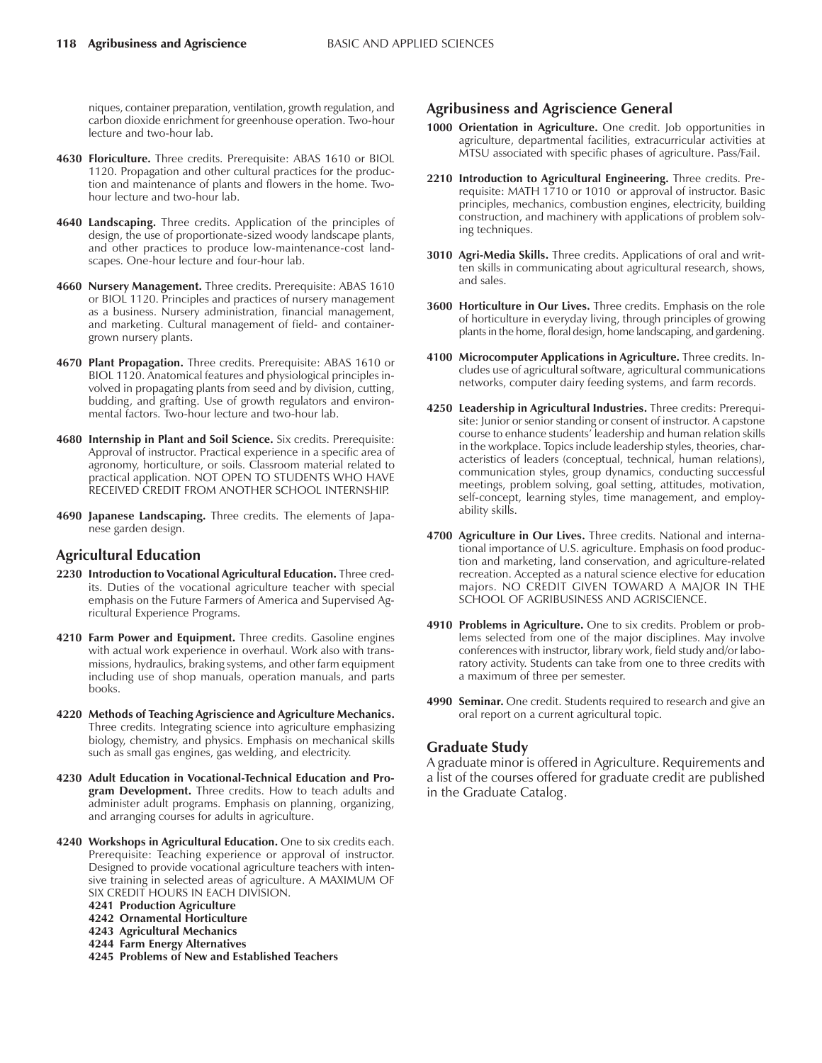niques, container preparation, ventilation, growth regulation, and carbon dioxide enrichment for greenhouse operation. Two-hour lecture and two-hour lab.

**4630 Floriculture.** Three credits. Prerequisite: ABAS 1610 or BIOL 1120. Propagation and other cultural practices for the production and maintenance of plants and flowers in the home. Two-hour lecture and two-hour lab.

**4640 Landscaping.** Three credits. Application of the principles of design, the use of proportionate-sized woody landscape plants, and other practices to produce low-maintenance-cost landscapes. One-hour lecture and four-hour lab.

**4660 Nursery Management.** Three credits. Prerequisite: ABAS 1610 or BIOL 1120. Principles and practices of nursery management as a business. Nursery administration, financial management, and marketing. Cultural management of field- and container-grown nursery plants.

**4670 Plant Propagation.** Three credits. Prerequisite: ABAS 1610 or BIOL 1120. Anatomical features and physiological principles involved in propagating plants from seed and by division, cutting, budding, and grafting. Use of growth regulators and environmental factors. Two-hour lecture and two-hour lab.

**4680 Internship in Plant and Soil Science.** Six credits. Prerequisite: Approval of instructor. Practical experience in a specific area of agronomy, horticulture, or soils. Classroom material related to practical application. NOT OPEN TO STUDENTS WHO HAVE RECEIVED CREDIT FROM ANOTHER SCHOOL INTERNSHIP.

**4690 Japanese Landscaping.** Three credits. The elements of Japanese garden design.

## Agricultural Education

**2230 Introduction to Vocational Agricultural Education.** Three credits. Duties of the vocational agriculture teacher with special emphasis on the Future Farmers of America and Supervised Agricultural Experience Programs.

**4210 Farm Power and Equipment.** Three credits. Gasoline engines with actual work experience in overhaul. Work also with transmissions, hydraulics, braking systems, and other farm equipment including use of shop manuals, operation manuals, and parts books.

**4220 Methods of Teaching Agriscience and Agriculture Mechanics.** Three credits. Integrating science into agriculture emphasizing biology, chemistry, and physics. Emphasis on mechanical skills such as small gas engines, gas welding, and electricity.

**4230 Adult Education in Vocational-Technical Education and Program Development.** Three credits. How to teach adults and administer adult programs. Emphasis on planning, organizing, and arranging courses for adults in agriculture.

**4240 Workshops in Agricultural Education.** One to six credits each. Prerequisite: Teaching experience or approval of instructor. Designed to provide vocational agriculture teachers with intensive training in selected areas of agriculture. A MAXIMUM OF SIX CREDIT HOURS IN EACH DIVISION.

- **4241 Production Agriculture**
- **4242 Ornamental Horticulture**
- **4243 Agricultural Mechanics**
- **4244 Farm Energy Alternatives**
- **4245 Problems of New and Established Teachers**

## Agribusiness and Agriscience General

**1000 Orientation in Agriculture.** One credit. Job opportunities in agriculture, departmental facilities, extracurricular activities at MTSU associated with specific phases of agriculture. Pass/Fail.

**2210 Introduction to Agricultural Engineering.** Three credits. Prerequisite: MATH 1710 or 1010 or approval of instructor. Basic principles, mechanics, combustion engines, electricity, building construction, and machinery with applications of problem solving techniques.

**3010 Agri-Media Skills.** Three credits. Applications of oral and written skills in communicating about agricultural research, shows, and sales.

**3600 Horticulture in Our Lives.** Three credits. Emphasis on the role of horticulture in everyday living, through principles of growing plants in the home, floral design, home landscaping, and gardening.

**4100 Microcomputer Applications in Agriculture.** Three credits. Includes use of agricultural software, agricultural communications networks, computer dairy feeding systems, and farm records.

**4250 Leadership in Agricultural Industries.** Three credits: Prerequisite: Junior or senior standing or consent of instructor. A capstone course to enhance students' leadership and human relation skills in the workplace. Topics include leadership styles, theories, characteristics of leaders (conceptual, technical, human relations), communication styles, group dynamics, conducting successful meetings, problem solving, goal setting, attitudes, motivation, self-concept, learning styles, time management, and employability skills.

**4700 Agriculture in Our Lives.** Three credits. National and international importance of U.S. agriculture. Emphasis on food production and marketing, land conservation, and agriculture-related recreation. Accepted as a natural science elective for education majors. NO CREDIT GIVEN TOWARD A MAJOR IN THE SCHOOL OF AGRIBUSINESS AND AGRISCIENCE.

**4910 Problems in Agriculture.** One to six credits. Problem or problems selected from one of the major disciplines. May involve conferences with instructor, library work, field study and/or laboratory activity. Students can take from one to three credits with a maximum of three per semester.

**4990 Seminar.** One credit. Students required to research and give an oral report on a current agricultural topic.

## Graduate Study

A graduate minor is offered in Agriculture. Requirements and a list of the courses offered for graduate credit are published in the Graduate Catalog.